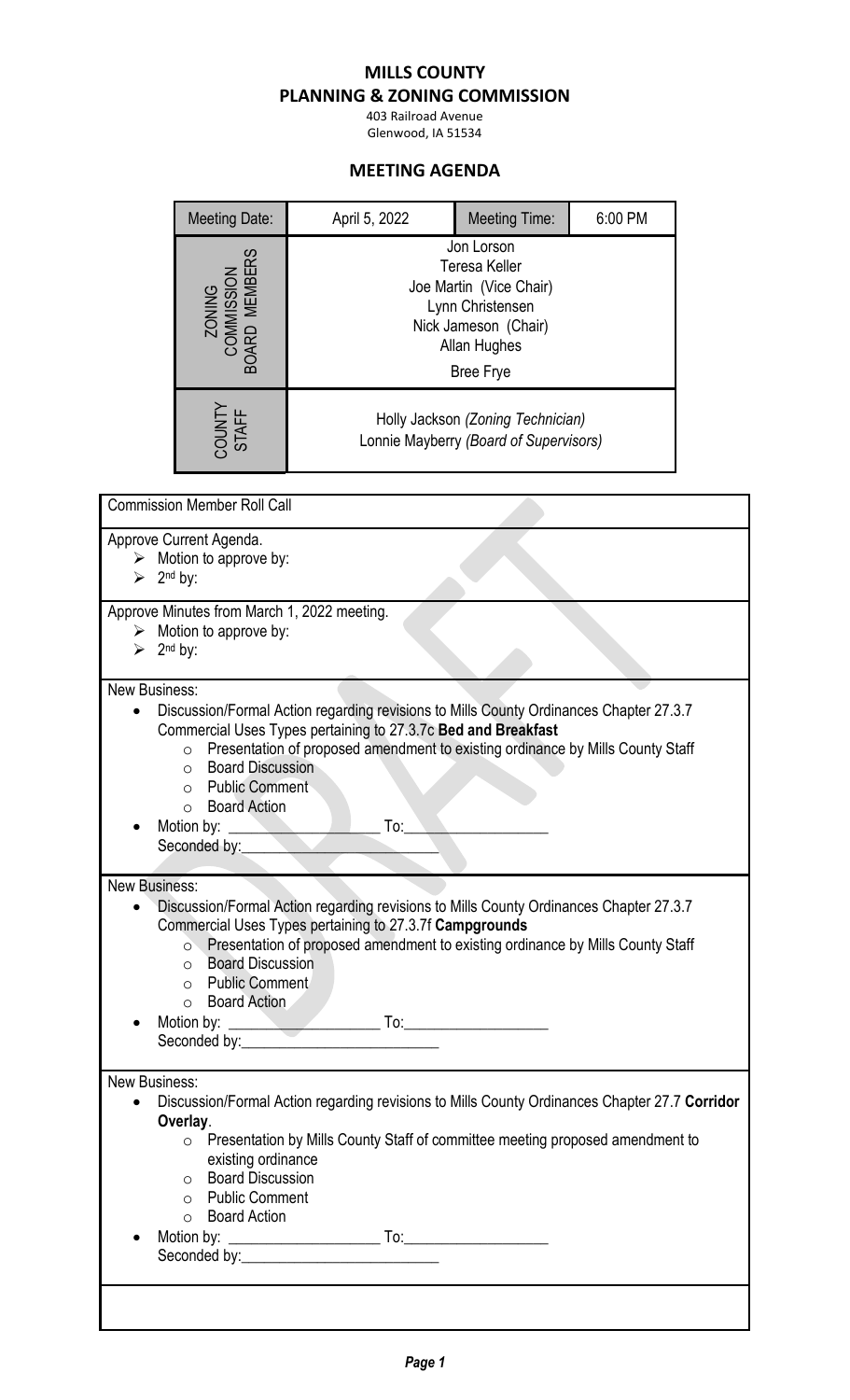# MILLS COUNTY
# PLANNING & ZONING COMMISSION

403 Railroad Avenue
Glenwood, IA 51534

## MEETING AGENDA

| Meeting Date: | April 5, 2022 | Meeting Time: | 6:00 PM |
|---|---|---|---|
| ZONING COMMISSION BOARD MEMBERS | Jon Lorson<br>Teresa Keller<br>Joe Martin (Vice Chair)<br>Lynn Christensen<br>Nick Jameson (Chair)<br>Allan Hughes<br>Bree Frye | | |
| COUNTY STAFF | Holly Jackson *(Zoning Technician)*<br>Lonnie Mayberry *(Board of Supervisors)* | | |

Commission Member Roll Call

Approve Current Agenda.
- Motion to approve by:
- 2nd by:

Approve Minutes from March 1, 2022 meeting.
- Motion to approve by:
- 2nd by:

New Business:
- Discussion/Formal Action regarding revisions to Mills County Ordinances Chapter 27.3.7 Commercial Uses Types pertaining to 27.3.7c **Bed and Breakfast**
  - Presentation of proposed amendment to existing ordinance by Mills County Staff
  - Board Discussion
  - Public Comment
  - Board Action
- Motion by: ____________________ To:____________________
  Seconded by:__________________________

New Business:
- Discussion/Formal Action regarding revisions to Mills County Ordinances Chapter 27.3.7 Commercial Uses Types pertaining to 27.3.7f **Campgrounds**
  - Presentation of proposed amendment to existing ordinance by Mills County Staff
  - Board Discussion
  - Public Comment
  - Board Action
- Motion by: ____________________ To:____________________
  Seconded by:__________________________

New Business:
- Discussion/Formal Action regarding revisions to Mills County Ordinances Chapter 27.7 **Corridor Overlay**.
  - Presentation by Mills County Staff of committee meeting proposed amendment to existing ordinance
  - Board Discussion
  - Public Comment
  - Board Action
- Motion by: ____________________ To:____________________
  Seconded by:__________________________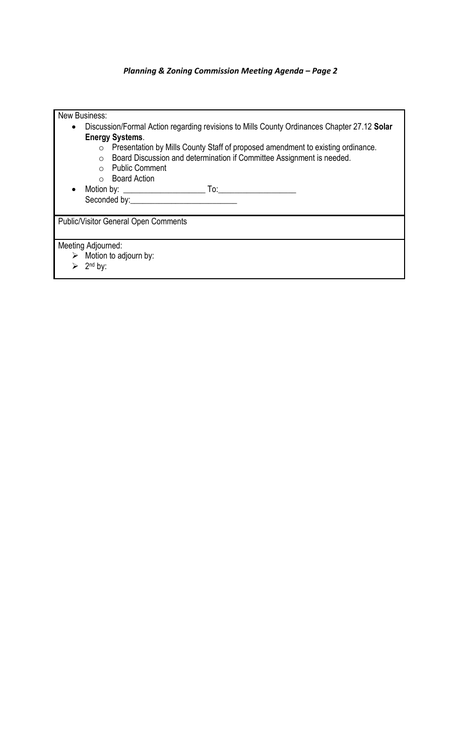*Planning & Zoning Commission Meeting Agenda – Page 2*

New Business:

- Discussion/Formal Action regarding revisions to Mills County Ordinances Chapter 27.12 **Solar Energy Systems**.
  - Presentation by Mills County Staff of proposed amendment to existing ordinance.
  - Board Discussion and determination if Committee Assignment is needed.
  - Public Comment
  - Board Action
- Motion by: ___________________ To:__________________
  Seconded by:_________________________

Public/Visitor General Open Comments

Meeting Adjourned:

- Motion to adjourn by:
- 2nd by: